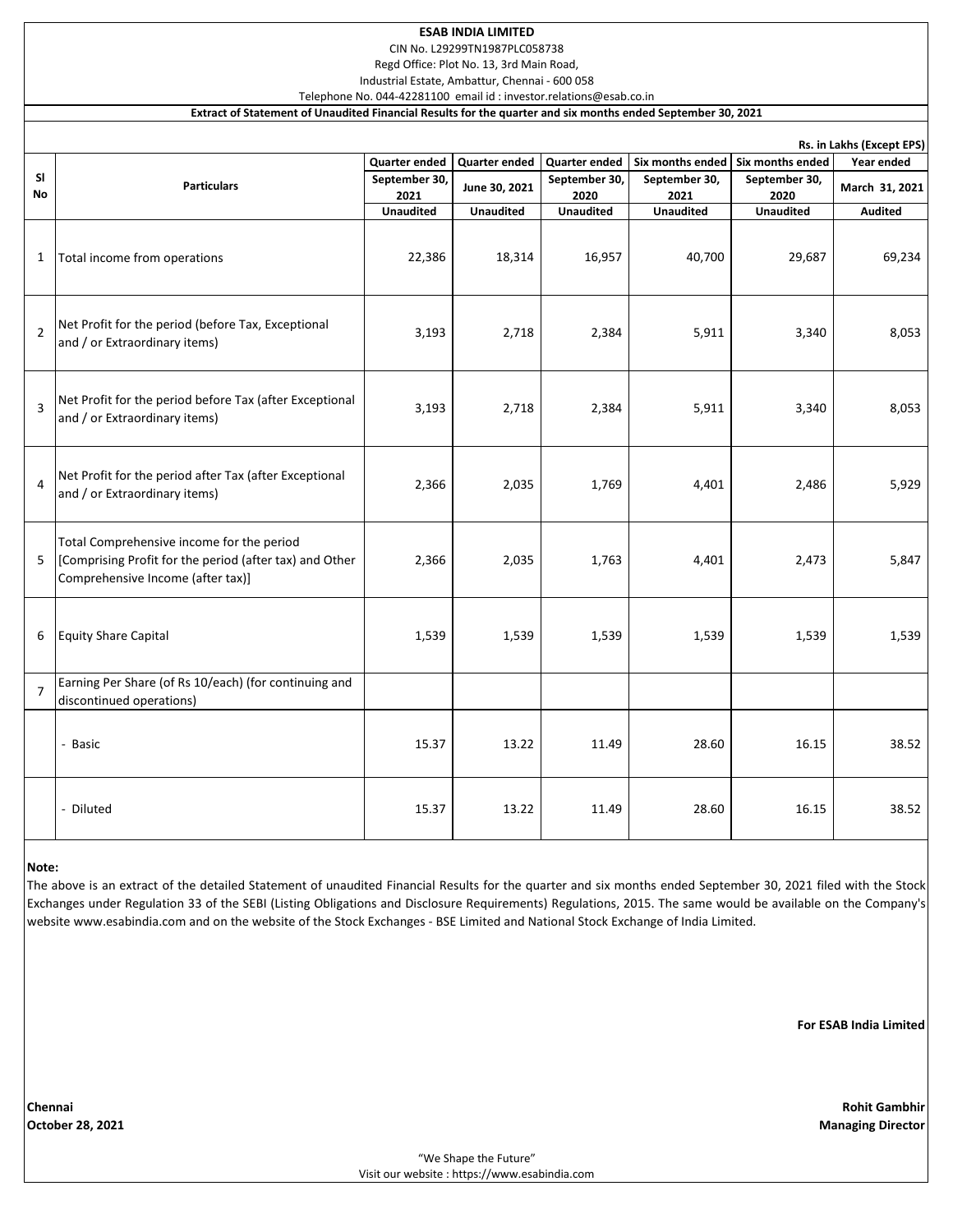# ESAB INDIA LIMITED

CIN No. L29299TN1987PLC058738
Regd Office: Plot No. 13, 3rd Main Road,
Industrial Estate, Ambattur, Chennai - 600 058
Telephone No. 044-42281100 email id : investor.relations@esab.co.in

**Extract of Statement of Unaudited Financial Results for the quarter and six months ended September 30, 2021**

Rs. in Lakhs (Except EPS)

| Sl No | Particulars | Quarter ended September 30, 2021 Unaudited | Quarter ended June 30, 2021 Unaudited | Quarter ended September 30, 2020 Unaudited | Six months ended September 30, 2021 Unaudited | Six months ended September 30, 2020 Unaudited | Year ended March 31, 2021 Audited |
|---|---|---|---|---|---|---|---|
| 1 | Total income from operations | 22,386 | 18,314 | 16,957 | 40,700 | 29,687 | 69,234 |
| 2 | Net Profit for the period (before Tax, Exceptional and / or Extraordinary items) | 3,193 | 2,718 | 2,384 | 5,911 | 3,340 | 8,053 |
| 3 | Net Profit for the period before Tax (after Exceptional and / or Extraordinary items) | 3,193 | 2,718 | 2,384 | 5,911 | 3,340 | 8,053 |
| 4 | Net Profit for the period after Tax (after Exceptional and / or Extraordinary items) | 2,366 | 2,035 | 1,769 | 4,401 | 2,486 | 5,929 |
| 5 | Total Comprehensive income for the period [Comprising Profit for the period (after tax) and Other Comprehensive Income (after tax)] | 2,366 | 2,035 | 1,763 | 4,401 | 2,473 | 5,847 |
| 6 | Equity Share Capital | 1,539 | 1,539 | 1,539 | 1,539 | 1,539 | 1,539 |
| 7 | Earning Per Share (of Rs 10/each) (for continuing and discontinued operations) | | | | | | |
| | - Basic | 15.37 | 13.22 | 11.49 | 28.60 | 16.15 | 38.52 |
| | - Diluted | 15.37 | 13.22 | 11.49 | 28.60 | 16.15 | 38.52 |

**Note:**

The above is an extract of the detailed Statement of unaudited Financial Results for the quarter and six months ended September 30, 2021 filed with the Stock Exchanges under Regulation 33 of the SEBI (Listing Obligations and Disclosure Requirements) Regulations, 2015. The same would be available on the Company's website www.esabindia.com and on the website of the Stock Exchanges - BSE Limited and National Stock Exchange of India Limited.

**For ESAB India Limited**

**Chennai**
**October 28, 2021**

**Rohit Gambhir**
**Managing Director**

"We Shape the Future"
Visit our website : https://www.esabindia.com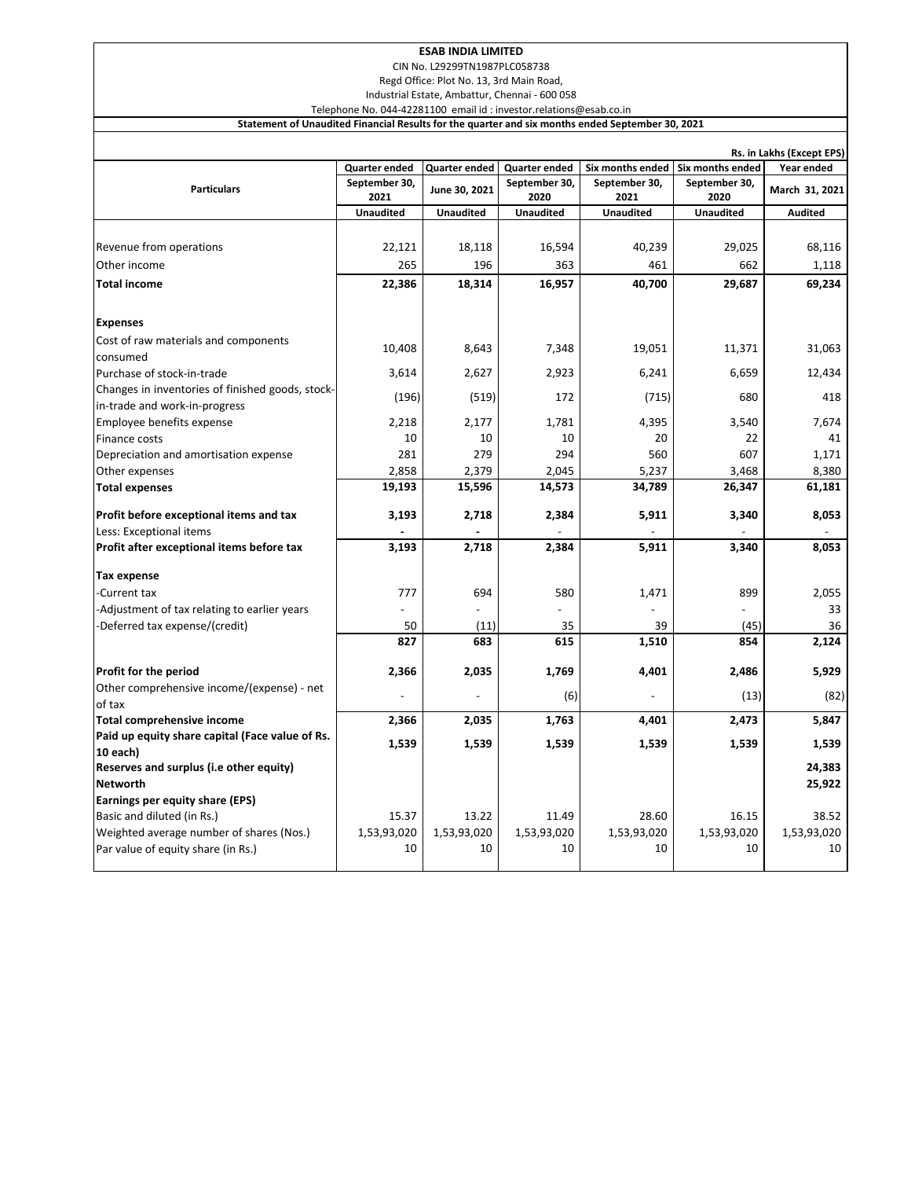**ESAB INDIA LIMITED**

CIN No. L29299TN1987PLC058738

Regd Office: Plot No. 13, 3rd Main Road,

Industrial Estate, Ambattur, Chennai - 600 058

Telephone No. 044-42281100 email id : investor.relations@esab.co.in

**Statement of Unaudited Financial Results for the quarter and six months ended September 30, 2021**

Rs. in Lakhs (Except EPS)

| Particulars | Quarter ended | Quarter ended | Quarter ended | Six months ended | Six months ended | Year ended |
|---|---|---|---|---|---|---|
| | September 30, 2021 | June 30, 2021 | September 30, 2020 | September 30, 2021 | September 30, 2020 | March 31, 2021 |
| | Unaudited | Unaudited | Unaudited | Unaudited | Unaudited | Audited |
| Revenue from operations | 22,121 | 18,118 | 16,594 | 40,239 | 29,025 | 68,116 |
| Other income | 265 | 196 | 363 | 461 | 662 | 1,118 |
| **Total income** | **22,386** | **18,314** | **16,957** | **40,700** | **29,687** | **69,234** |
| **Expenses** | | | | | | |
| Cost of raw materials and components consumed | 10,408 | 8,643 | 7,348 | 19,051 | 11,371 | 31,063 |
| Purchase of stock-in-trade | 3,614 | 2,627 | 2,923 | 6,241 | 6,659 | 12,434 |
| Changes in inventories of finished goods, stock-in-trade and work-in-progress | (196) | (519) | 172 | (715) | 680 | 418 |
| Employee benefits expense | 2,218 | 2,177 | 1,781 | 4,395 | 3,540 | 7,674 |
| Finance costs | 10 | 10 | 10 | 20 | 22 | 41 |
| Depreciation and amortisation expense | 281 | 279 | 294 | 560 | 607 | 1,171 |
| Other expenses | 2,858 | 2,379 | 2,045 | 5,237 | 3,468 | 8,380 |
| **Total expenses** | **19,193** | **15,596** | **14,573** | **34,789** | **26,347** | **61,181** |
| **Profit before exceptional items and tax** | **3,193** | **2,718** | **2,384** | **5,911** | **3,340** | **8,053** |
| Less: Exceptional items | - | - | - | - | - | - |
| **Profit after exceptional items before tax** | **3,193** | **2,718** | **2,384** | **5,911** | **3,340** | **8,053** |
| **Tax expense** | | | | | | |
| -Current tax | 777 | 694 | 580 | 1,471 | 899 | 2,055 |
| -Adjustment of tax relating to earlier years | - | - | - | - | - | 33 |
| -Deferred tax expense/(credit) | 50 | (11) | 35 | 39 | (45) | 36 |
| | **827** | **683** | **615** | **1,510** | **854** | **2,124** |
| **Profit for the period** | **2,366** | **2,035** | **1,769** | **4,401** | **2,486** | **5,929** |
| Other comprehensive income/(expense) - net of tax | - | - | (6) | - | (13) | (82) |
| **Total comprehensive income** | **2,366** | **2,035** | **1,763** | **4,401** | **2,473** | **5,847** |
| **Paid up equity share capital (Face value of Rs. 10 each)** | **1,539** | **1,539** | **1,539** | **1,539** | **1,539** | **1,539** |
| **Reserves and surplus (i.e other equity)** | | | | | | **24,383** |
| **Networth** | | | | | | **25,922** |
| **Earnings per equity share (EPS)** | | | | | | |
| Basic and diluted (in Rs.) | 15.37 | 13.22 | 11.49 | 28.60 | 16.15 | 38.52 |
| Weighted average number of shares (Nos.) | 1,53,93,020 | 1,53,93,020 | 1,53,93,020 | 1,53,93,020 | 1,53,93,020 | 1,53,93,020 |
| Par value of equity share (in Rs.) | 10 | 10 | 10 | 10 | 10 | 10 |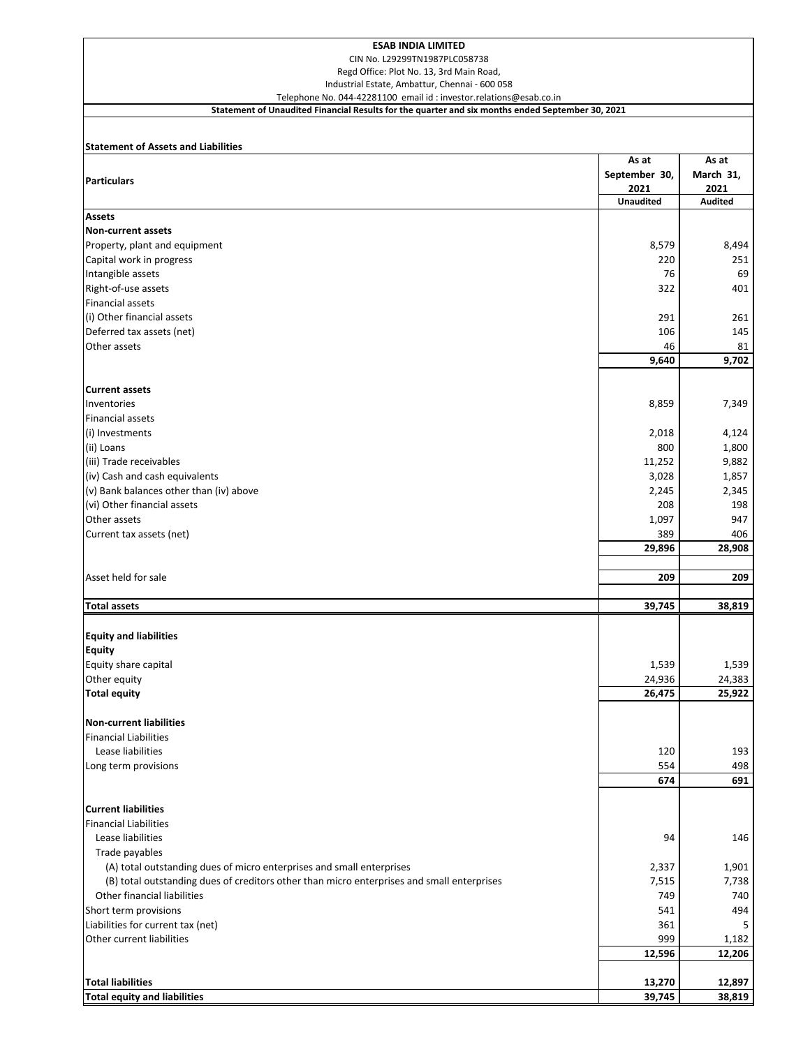**ESAB INDIA LIMITED**

CIN No. L29299TN1987PLC058738

Regd Office: Plot No. 13, 3rd Main Road,

Industrial Estate, Ambattur, Chennai - 600 058

Telephone No. 044-42281100 email id : investor.relations@esab.co.in

**Statement of Unaudited Financial Results for the quarter and six months ended September 30, 2021**

**Statement of Assets and Liabilities**

| Particulars | As at September 30, 2021 | As at March 31, 2021 |
|---|---|---|
| | **Unaudited** | **Audited** |
| **Assets** | | |
| **Non-current assets** | | |
| Property, plant and equipment | 8,579 | 8,494 |
| Capital work in progress | 220 | 251 |
| Intangible assets | 76 | 69 |
| Right-of-use assets | 322 | 401 |
| Financial assets | | |
| (i) Other financial assets | 291 | 261 |
| Deferred tax assets (net) | 106 | 145 |
| Other assets | 46 | 81 |
| | **9,640** | **9,702** |
| **Current assets** | | |
| Inventories | 8,859 | 7,349 |
| Financial assets | | |
| (i) Investments | 2,018 | 4,124 |
| (ii) Loans | 800 | 1,800 |
| (iii) Trade receivables | 11,252 | 9,882 |
| (iv) Cash and cash equivalents | 3,028 | 1,857 |
| (v) Bank balances other than (iv) above | 2,245 | 2,345 |
| (vi) Other financial assets | 208 | 198 |
| Other assets | 1,097 | 947 |
| Current tax assets (net) | 389 | 406 |
| | **29,896** | **28,908** |
| Asset held for sale | **209** | **209** |
| **Total assets** | **39,745** | **38,819** |
| **Equity and liabilities** | | |
| **Equity** | | |
| Equity share capital | 1,539 | 1,539 |
| Other equity | 24,936 | 24,383 |
| **Total equity** | **26,475** | **25,922** |
| **Non-current liabilities** | | |
| Financial Liabilities | | |
| Lease liabilities | 120 | 193 |
| Long term provisions | 554 | 498 |
| | **674** | **691** |
| **Current liabilities** | | |
| Financial Liabilities | | |
| Lease liabilities | 94 | 146 |
| Trade payables | | |
| (A) total outstanding dues of micro enterprises and small enterprises | 2,337 | 1,901 |
| (B) total outstanding dues of creditors other than micro enterprises and small enterprises | 7,515 | 7,738 |
| Other financial liabilities | 749 | 740 |
| Short term provisions | 541 | 494 |
| Liabilities for current tax (net) | 361 | 5 |
| Other current liabilities | 999 | 1,182 |
| | **12,596** | **12,206** |
| **Total liabilities** | **13,270** | **12,897** |
| **Total equity and liabilities** | **39,745** | **38,819** |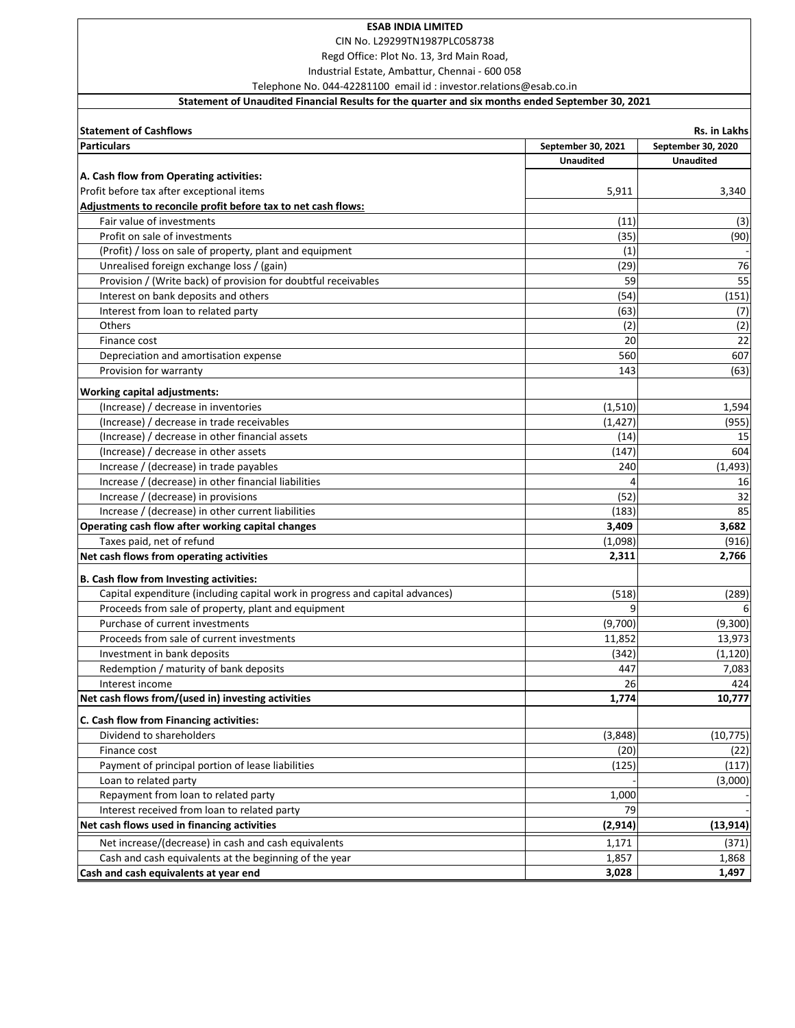**ESAB INDIA LIMITED**

CIN No. L29299TN1987PLC058738

Regd Office: Plot No. 13, 3rd Main Road,

Industrial Estate, Ambattur, Chennai - 600 058

Telephone No. 044-42281100 email id : investor.relations@esab.co.in

**Statement of Unaudited Financial Results for the quarter and six months ended September 30, 2021**

**Statement of Cashflows** — **Rs. in Lakhs**

| **Particulars** | **September 30, 2021** | **September 30, 2020** |
|---|---|---|
| | **Unaudited** | **Unaudited** |
| **A. Cash flow from Operating activities:** | | |
| Profit before tax after exceptional items | 5,911 | 3,340 |
| **Adjustments to reconcile profit before tax to net cash flows:** | | |
| Fair value of investments | (11) | (3) |
| Profit on sale of investments | (35) | (90) |
| (Profit) / loss on sale of property, plant and equipment | (1) | - |
| Unrealised foreign exchange loss / (gain) | (29) | 76 |
| Provision / (Write back) of provision for doubtful receivables | 59 | 55 |
| Interest on bank deposits and others | (54) | (151) |
| Interest from loan to related party | (63) | (7) |
| Others | (2) | (2) |
| Finance cost | 20 | 22 |
| Depreciation and amortisation expense | 560 | 607 |
| Provision for warranty | 143 | (63) |
| **Working capital adjustments:** | | |
| (Increase) / decrease in inventories | (1,510) | 1,594 |
| (Increase) / decrease in trade receivables | (1,427) | (955) |
| (Increase) / decrease in other financial assets | (14) | 15 |
| (Increase) / decrease in other assets | (147) | 604 |
| Increase / (decrease) in trade payables | 240 | (1,493) |
| Increase / (decrease) in other financial liabilities | 4 | 16 |
| Increase / (decrease) in provisions | (52) | 32 |
| Increase / (decrease) in other current liabilities | (183) | 85 |
| **Operating cash flow after working capital changes** | **3,409** | **3,682** |
| Taxes paid, net of refund | (1,098) | (916) |
| **Net cash flows from operating activities** | **2,311** | **2,766** |
| **B. Cash flow from Investing activities:** | | |
| Capital expenditure (including capital work in progress and capital advances) | (518) | (289) |
| Proceeds from sale of property, plant and equipment | 9 | 6 |
| Purchase of current investments | (9,700) | (9,300) |
| Proceeds from sale of current investments | 11,852 | 13,973 |
| Investment in bank deposits | (342) | (1,120) |
| Redemption / maturity of bank deposits | 447 | 7,083 |
| Interest income | 26 | 424 |
| **Net cash flows from/(used in) investing activities** | **1,774** | **10,777** |
| **C. Cash flow from Financing activities:** | | |
| Dividend to shareholders | (3,848) | (10,775) |
| Finance cost | (20) | (22) |
| Payment of principal portion of lease liabilities | (125) | (117) |
| Loan to related party | - | (3,000) |
| Repayment from loan to related party | 1,000 | - |
| Interest received from loan to related party | 79 | - |
| **Net cash flows used in financing activities** | **(2,914)** | **(13,914)** |
| Net increase/(decrease) in cash and cash equivalents | 1,171 | (371) |
| Cash and cash equivalents at the beginning of the year | 1,857 | 1,868 |
| **Cash and cash equivalents at year end** | **3,028** | **1,497** |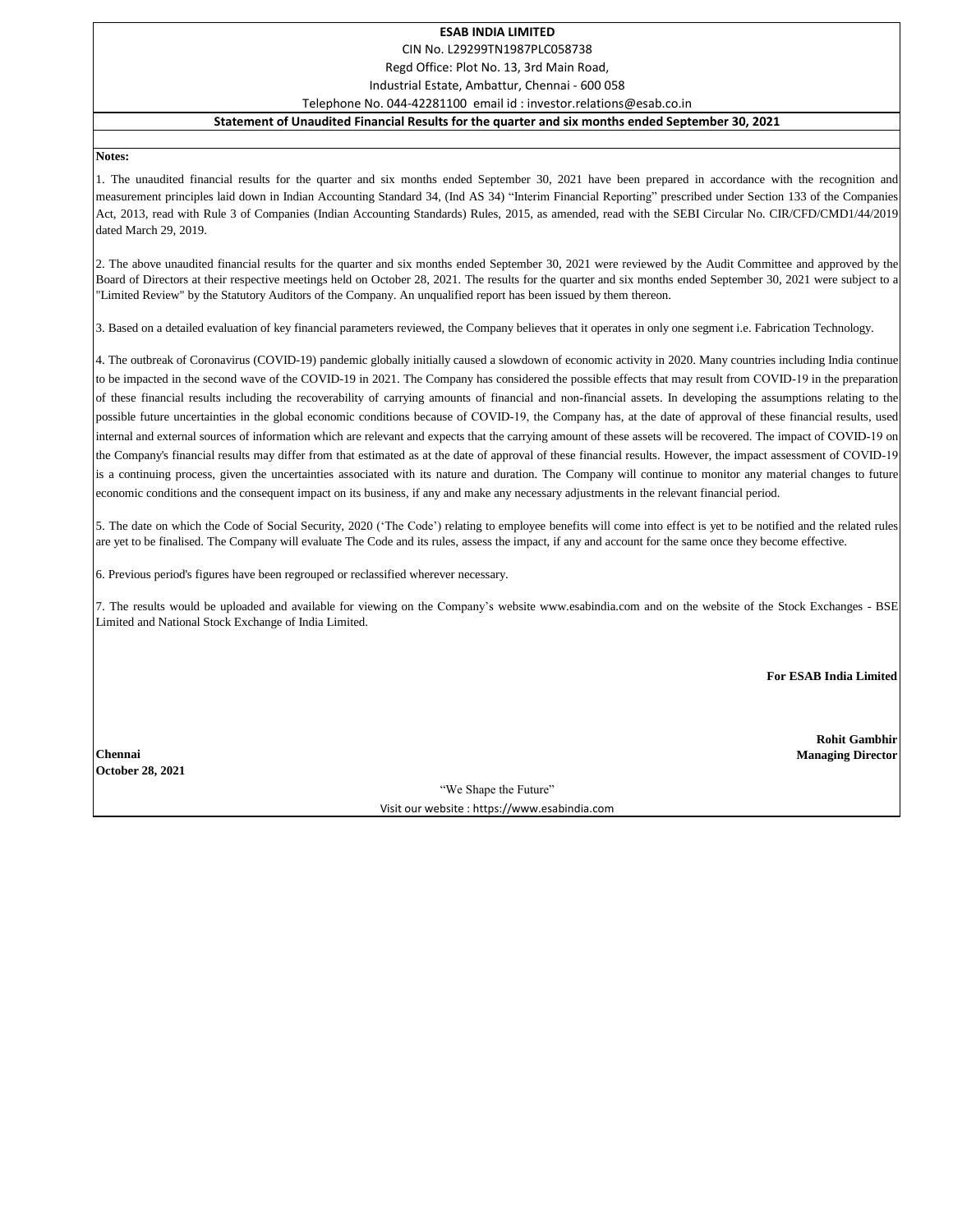**ESAB INDIA LIMITED**

CIN No. L29299TN1987PLC058738

Regd Office: Plot No. 13, 3rd Main Road,

Industrial Estate, Ambattur, Chennai - 600 058

Telephone No. 044-42281100 email id : investor.relations@esab.co.in

**Statement of Unaudited Financial Results for the quarter and six months ended September 30, 2021**

**Notes:**

1. The unaudited financial results for the quarter and six months ended September 30, 2021 have been prepared in accordance with the recognition and measurement principles laid down in Indian Accounting Standard 34, (Ind AS 34) "Interim Financial Reporting" prescribed under Section 133 of the Companies Act, 2013, read with Rule 3 of Companies (Indian Accounting Standards) Rules, 2015, as amended, read with the SEBI Circular No. CIR/CFD/CMD1/44/2019 dated March 29, 2019.

2. The above unaudited financial results for the quarter and six months ended September 30, 2021 were reviewed by the Audit Committee and approved by the Board of Directors at their respective meetings held on October 28, 2021. The results for the quarter and six months ended September 30, 2021 were subject to a "Limited Review" by the Statutory Auditors of the Company. An unqualified report has been issued by them thereon.

3. Based on a detailed evaluation of key financial parameters reviewed, the Company believes that it operates in only one segment i.e. Fabrication Technology.

4. The outbreak of Coronavirus (COVID-19) pandemic globally initially caused a slowdown of economic activity in 2020. Many countries including India continue to be impacted in the second wave of the COVID-19 in 2021. The Company has considered the possible effects that may result from COVID-19 in the preparation of these financial results including the recoverability of carrying amounts of financial and non-financial assets. In developing the assumptions relating to the possible future uncertainties in the global economic conditions because of COVID-19, the Company has, at the date of approval of these financial results, used internal and external sources of information which are relevant and expects that the carrying amount of these assets will be recovered. The impact of COVID-19 on the Company's financial results may differ from that estimated as at the date of approval of these financial results. However, the impact assessment of COVID-19 is a continuing process, given the uncertainties associated with its nature and duration. The Company will continue to monitor any material changes to future economic conditions and the consequent impact on its business, if any and make any necessary adjustments in the relevant financial period.

5. The date on which the Code of Social Security, 2020 ('The Code') relating to employee benefits will come into effect is yet to be notified and the related rules are yet to be finalised. The Company will evaluate The Code and its rules, assess the impact, if any and account for the same once they become effective.

6. Previous period's figures have been regrouped or reclassified wherever necessary.

7. The results would be uploaded and available for viewing on the Company's website www.esabindia.com and on the website of the Stock Exchanges - BSE Limited and National Stock Exchange of India Limited.

**For ESAB India Limited**

**Rohit Gambhir**
**Managing Director**

**Chennai**
**October 28, 2021**

"We Shape the Future"

Visit our website : https://www.esabindia.com